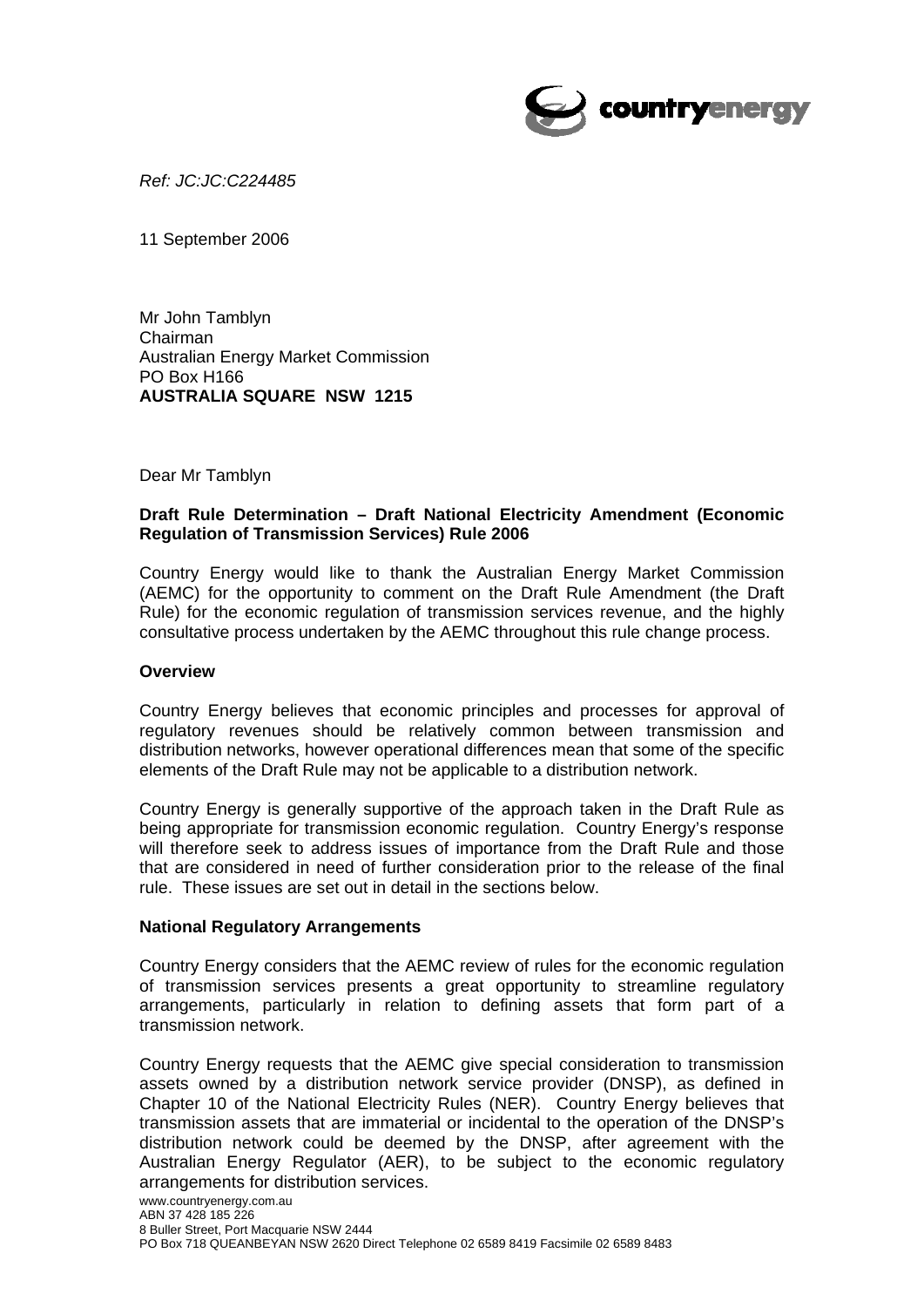*Ref: JC:JC:C224485*

11 September 2006

Mr John Tamblyn
Chairman
Australian Energy Market Commission
PO Box H166
**AUSTRALIA SQUARE NSW 1215**

Dear Mr Tamblyn

**Draft Rule Determination – Draft National Electricity Amendment (Economic Regulation of Transmission Services) Rule 2006**

Country Energy would like to thank the Australian Energy Market Commission (AEMC) for the opportunity to comment on the Draft Rule Amendment (the Draft Rule) for the economic regulation of transmission services revenue, and the highly consultative process undertaken by the AEMC throughout this rule change process.

**Overview**

Country Energy believes that economic principles and processes for approval of regulatory revenues should be relatively common between transmission and distribution networks, however operational differences mean that some of the specific elements of the Draft Rule may not be applicable to a distribution network.

Country Energy is generally supportive of the approach taken in the Draft Rule as being appropriate for transmission economic regulation. Country Energy's response will therefore seek to address issues of importance from the Draft Rule and those that are considered in need of further consideration prior to the release of the final rule. These issues are set out in detail in the sections below.

**National Regulatory Arrangements**

Country Energy considers that the AEMC review of rules for the economic regulation of transmission services presents a great opportunity to streamline regulatory arrangements, particularly in relation to defining assets that form part of a transmission network.

Country Energy requests that the AEMC give special consideration to transmission assets owned by a distribution network service provider (DNSP), as defined in Chapter 10 of the National Electricity Rules (NER). Country Energy believes that transmission assets that are immaterial or incidental to the operation of the DNSP's distribution network could be deemed by the DNSP, after agreement with the Australian Energy Regulator (AER), to be subject to the economic regulatory arrangements for distribution services.

www.countryenergy.com.au
ABN 37 428 185 226
8 Buller Street, Port Macquarie NSW 2444
PO Box 718 QUEANBEYAN NSW 2620 Direct Telephone 02 6589 8419 Facsimile 02 6589 8483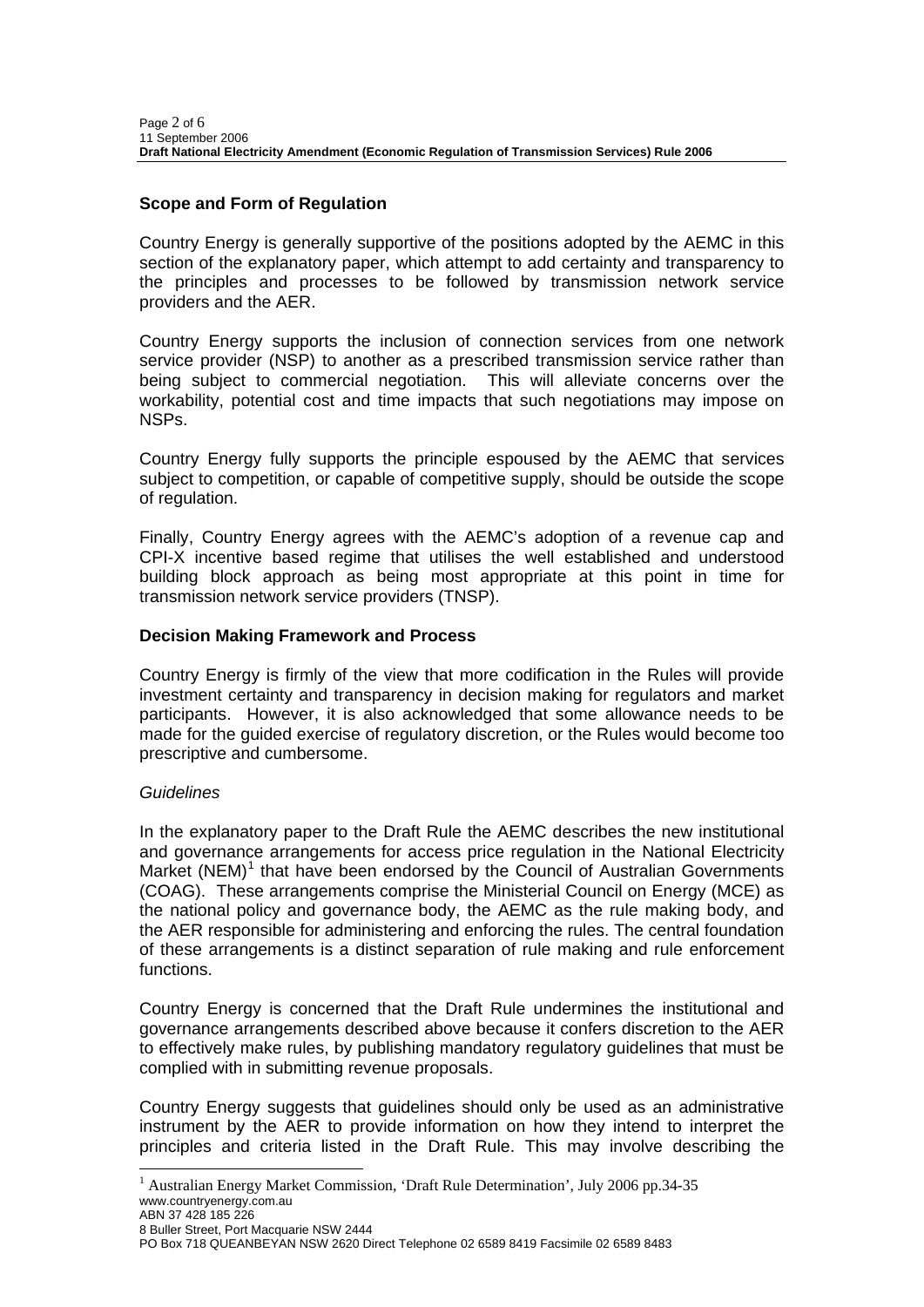## Scope and Form of Regulation

Country Energy is generally supportive of the positions adopted by the AEMC in this section of the explanatory paper, which attempt to add certainty and transparency to the principles and processes to be followed by transmission network service providers and the AER.

Country Energy supports the inclusion of connection services from one network service provider (NSP) to another as a prescribed transmission service rather than being subject to commercial negotiation. This will alleviate concerns over the workability, potential cost and time impacts that such negotiations may impose on NSPs.

Country Energy fully supports the principle espoused by the AEMC that services subject to competition, or capable of competitive supply, should be outside the scope of regulation.

Finally, Country Energy agrees with the AEMC's adoption of a revenue cap and CPI-X incentive based regime that utilises the well established and understood building block approach as being most appropriate at this point in time for transmission network service providers (TNSP).

## Decision Making Framework and Process

Country Energy is firmly of the view that more codification in the Rules will provide investment certainty and transparency in decision making for regulators and market participants. However, it is also acknowledged that some allowance needs to be made for the guided exercise of regulatory discretion, or the Rules would become too prescriptive and cumbersome.

*Guidelines*

In the explanatory paper to the Draft Rule the AEMC describes the new institutional and governance arrangements for access price regulation in the National Electricity Market (NEM)[1] that have been endorsed by the Council of Australian Governments (COAG). These arrangements comprise the Ministerial Council on Energy (MCE) as the national policy and governance body, the AEMC as the rule making body, and the AER responsible for administering and enforcing the rules. The central foundation of these arrangements is a distinct separation of rule making and rule enforcement functions.

Country Energy is concerned that the Draft Rule undermines the institutional and governance arrangements described above because it confers discretion to the AER to effectively make rules, by publishing mandatory regulatory guidelines that must be complied with in submitting revenue proposals.

Country Energy suggests that guidelines should only be used as an administrative instrument by the AER to provide information on how they intend to interpret the principles and criteria listed in the Draft Rule. This may involve describing the

[1] Australian Energy Market Commission, 'Draft Rule Determination', July 2006 pp.34-35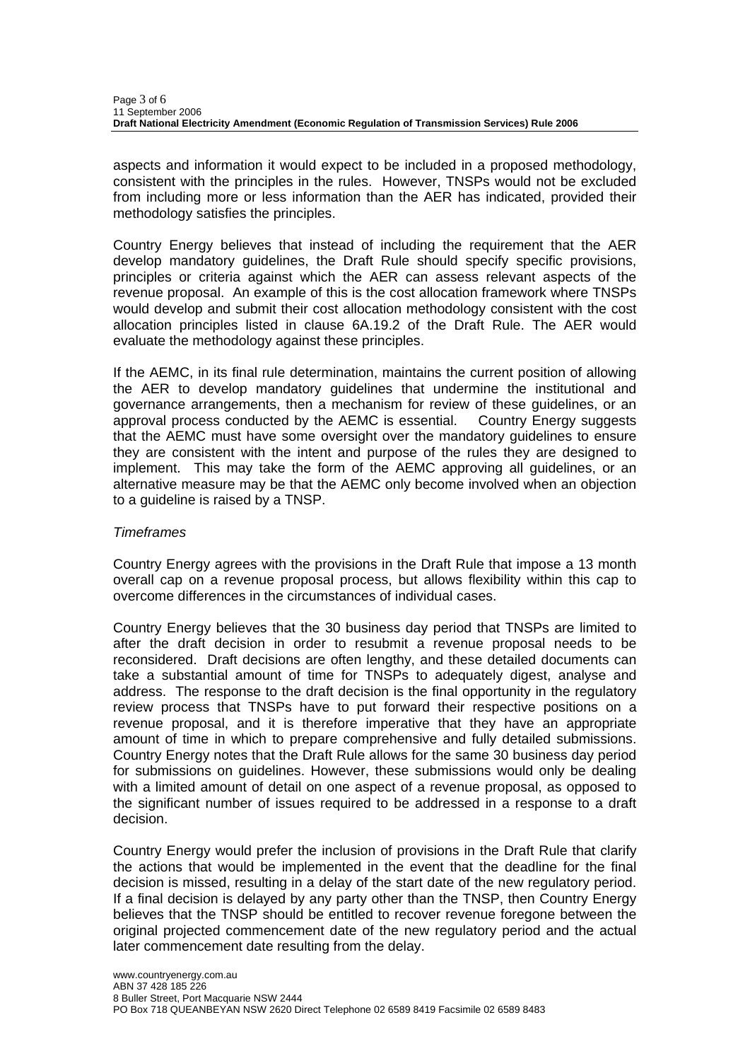aspects and information it would expect to be included in a proposed methodology, consistent with the principles in the rules. However, TNSPs would not be excluded from including more or less information than the AER has indicated, provided their methodology satisfies the principles.

Country Energy believes that instead of including the requirement that the AER develop mandatory guidelines, the Draft Rule should specify specific provisions, principles or criteria against which the AER can assess relevant aspects of the revenue proposal. An example of this is the cost allocation framework where TNSPs would develop and submit their cost allocation methodology consistent with the cost allocation principles listed in clause 6A.19.2 of the Draft Rule. The AER would evaluate the methodology against these principles.

If the AEMC, in its final rule determination, maintains the current position of allowing the AER to develop mandatory guidelines that undermine the institutional and governance arrangements, then a mechanism for review of these guidelines, or an approval process conducted by the AEMC is essential. Country Energy suggests that the AEMC must have some oversight over the mandatory guidelines to ensure they are consistent with the intent and purpose of the rules they are designed to implement. This may take the form of the AEMC approving all guidelines, or an alternative measure may be that the AEMC only become involved when an objection to a guideline is raised by a TNSP.

*Timeframes*

Country Energy agrees with the provisions in the Draft Rule that impose a 13 month overall cap on a revenue proposal process, but allows flexibility within this cap to overcome differences in the circumstances of individual cases.

Country Energy believes that the 30 business day period that TNSPs are limited to after the draft decision in order to resubmit a revenue proposal needs to be reconsidered. Draft decisions are often lengthy, and these detailed documents can take a substantial amount of time for TNSPs to adequately digest, analyse and address. The response to the draft decision is the final opportunity in the regulatory review process that TNSPs have to put forward their respective positions on a revenue proposal, and it is therefore imperative that they have an appropriate amount of time in which to prepare comprehensive and fully detailed submissions. Country Energy notes that the Draft Rule allows for the same 30 business day period for submissions on guidelines. However, these submissions would only be dealing with a limited amount of detail on one aspect of a revenue proposal, as opposed to the significant number of issues required to be addressed in a response to a draft decision.

Country Energy would prefer the inclusion of provisions in the Draft Rule that clarify the actions that would be implemented in the event that the deadline for the final decision is missed, resulting in a delay of the start date of the new regulatory period. If a final decision is delayed by any party other than the TNSP, then Country Energy believes that the TNSP should be entitled to recover revenue foregone between the original projected commencement date of the new regulatory period and the actual later commencement date resulting from the delay.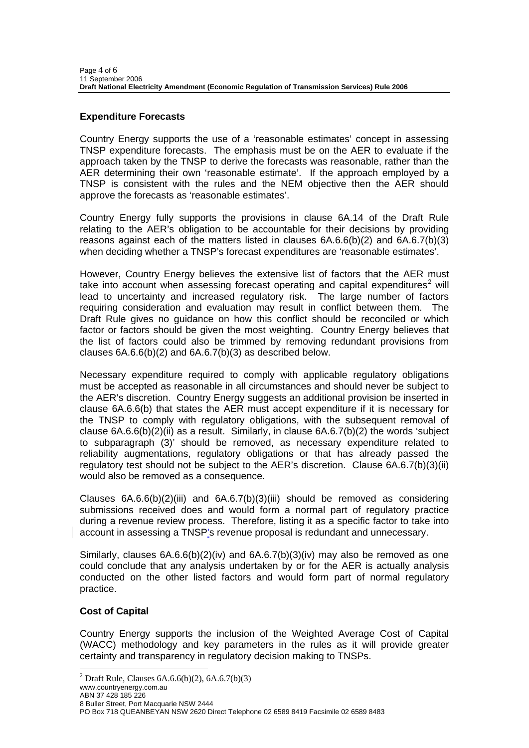## Expenditure Forecasts

Country Energy supports the use of a 'reasonable estimates' concept in assessing TNSP expenditure forecasts. The emphasis must be on the AER to evaluate if the approach taken by the TNSP to derive the forecasts was reasonable, rather than the AER determining their own 'reasonable estimate'. If the approach employed by a TNSP is consistent with the rules and the NEM objective then the AER should approve the forecasts as 'reasonable estimates'.

Country Energy fully supports the provisions in clause 6A.14 of the Draft Rule relating to the AER's obligation to be accountable for their decisions by providing reasons against each of the matters listed in clauses 6A.6.6(b)(2) and 6A.6.7(b)(3) when deciding whether a TNSP's forecast expenditures are 'reasonable estimates'.

However, Country Energy believes the extensive list of factors that the AER must take into account when assessing forecast operating and capital expenditures[2] will lead to uncertainty and increased regulatory risk. The large number of factors requiring consideration and evaluation may result in conflict between them. The Draft Rule gives no guidance on how this conflict should be reconciled or which factor or factors should be given the most weighting. Country Energy believes that the list of factors could also be trimmed by removing redundant provisions from clauses 6A.6.6(b)(2) and 6A.6.7(b)(3) as described below.

Necessary expenditure required to comply with applicable regulatory obligations must be accepted as reasonable in all circumstances and should never be subject to the AER's discretion. Country Energy suggests an additional provision be inserted in clause 6A.6.6(b) that states the AER must accept expenditure if it is necessary for the TNSP to comply with regulatory obligations, with the subsequent removal of clause 6A.6.6(b)(2)(ii) as a result. Similarly, in clause 6A.6.7(b)(2) the words 'subject to subparagraph (3)' should be removed, as necessary expenditure related to reliability augmentations, regulatory obligations or that has already passed the regulatory test should not be subject to the AER's discretion. Clause 6A.6.7(b)(3)(ii) would also be removed as a consequence.

Clauses 6A.6.6(b)(2)(iii) and 6A.6.7(b)(3)(iii) should be removed as considering submissions received does and would form a normal part of regulatory practice during a revenue review process. Therefore, listing it as a specific factor to take into account in assessing a TNSP's revenue proposal is redundant and unnecessary.

Similarly, clauses 6A.6.6(b)(2)(iv) and 6A.6.7(b)(3)(iv) may also be removed as one could conclude that any analysis undertaken by or for the AER is actually analysis conducted on the other listed factors and would form part of normal regulatory practice.

## Cost of Capital

Country Energy supports the inclusion of the Weighted Average Cost of Capital (WACC) methodology and key parameters in the rules as it will provide greater certainty and transparency in regulatory decision making to TNSPs.

[2] Draft Rule, Clauses 6A.6.6(b)(2), 6A.7(b)(3)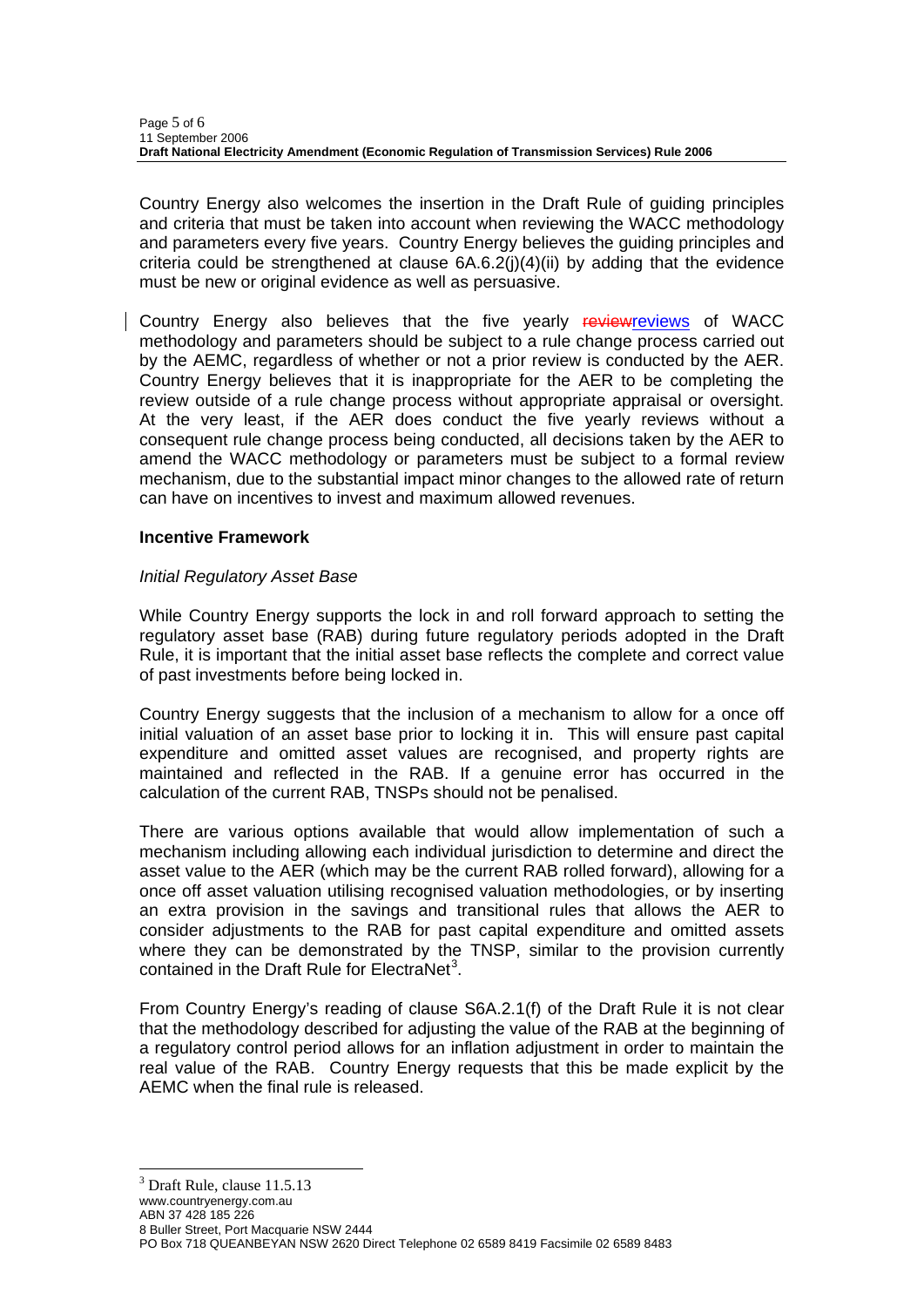Country Energy also welcomes the insertion in the Draft Rule of guiding principles and criteria that must be taken into account when reviewing the WACC methodology and parameters every five years. Country Energy believes the guiding principles and criteria could be strengthened at clause 6A.6.2(j)(4)(ii) by adding that the evidence must be new or original evidence as well as persuasive.

Country Energy also believes that the five yearly ~~review~~reviews of WACC methodology and parameters should be subject to a rule change process carried out by the AEMC, regardless of whether or not a prior review is conducted by the AER. Country Energy believes that it is inappropriate for the AER to be completing the review outside of a rule change process without appropriate appraisal or oversight. At the very least, if the AER does conduct the five yearly reviews without a consequent rule change process being conducted, all decisions taken by the AER to amend the WACC methodology or parameters must be subject to a formal review mechanism, due to the substantial impact minor changes to the allowed rate of return can have on incentives to invest and maximum allowed revenues.

**Incentive Framework**

*Initial Regulatory Asset Base*

While Country Energy supports the lock in and roll forward approach to setting the regulatory asset base (RAB) during future regulatory periods adopted in the Draft Rule, it is important that the initial asset base reflects the complete and correct value of past investments before being locked in.

Country Energy suggests that the inclusion of a mechanism to allow for a once off initial valuation of an asset base prior to locking it in. This will ensure past capital expenditure and omitted asset values are recognised, and property rights are maintained and reflected in the RAB. If a genuine error has occurred in the calculation of the current RAB, TNSPs should not be penalised.

There are various options available that would allow implementation of such a mechanism including allowing each individual jurisdiction to determine and direct the asset value to the AER (which may be the current RAB rolled forward), allowing for a once off asset valuation utilising recognised valuation methodologies, or by inserting an extra provision in the savings and transitional rules that allows the AER to consider adjustments to the RAB for past capital expenditure and omitted assets where they can be demonstrated by the TNSP, similar to the provision currently contained in the Draft Rule for ElectraNet[3].

From Country Energy's reading of clause S6A.2.1(f) of the Draft Rule it is not clear that the methodology described for adjusting the value of the RAB at the beginning of a regulatory control period allows for an inflation adjustment in order to maintain the real value of the RAB. Country Energy requests that this be made explicit by the AEMC when the final rule is released.

[3] Draft Rule, clause 11.5.13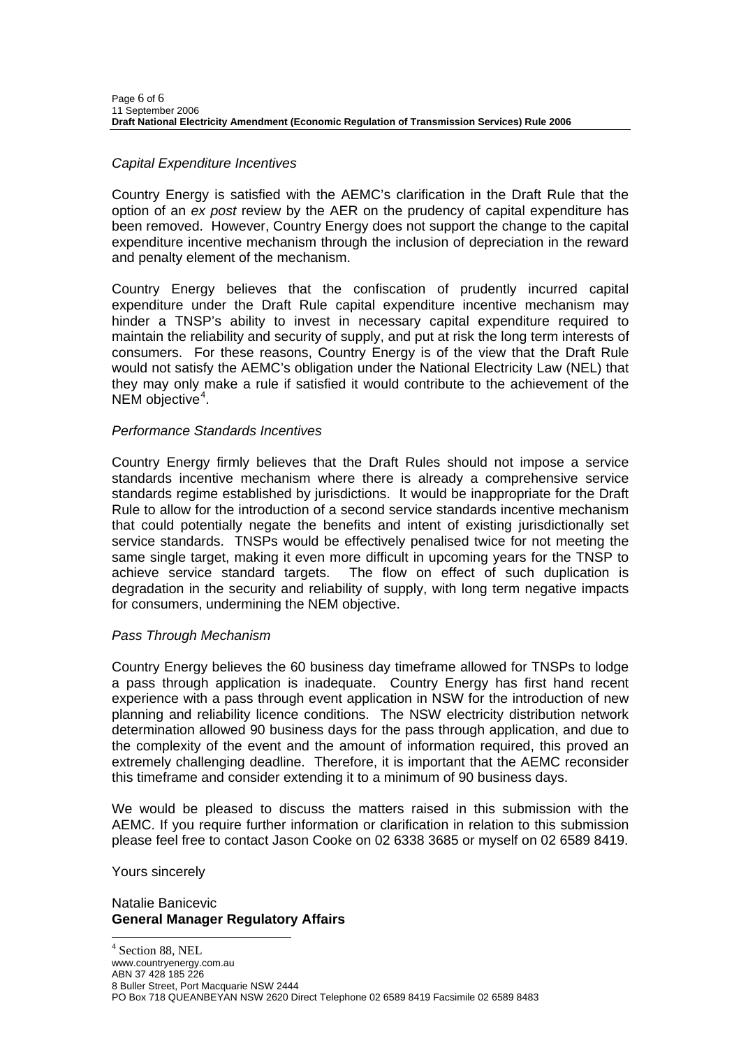*Capital Expenditure Incentives*

Country Energy is satisfied with the AEMC's clarification in the Draft Rule that the option of an *ex post* review by the AER on the prudency of capital expenditure has been removed. However, Country Energy does not support the change to the capital expenditure incentive mechanism through the inclusion of depreciation in the reward and penalty element of the mechanism.

Country Energy believes that the confiscation of prudently incurred capital expenditure under the Draft Rule capital expenditure incentive mechanism may hinder a TNSP's ability to invest in necessary capital expenditure required to maintain the reliability and security of supply, and put at risk the long term interests of consumers. For these reasons, Country Energy is of the view that the Draft Rule would not satisfy the AEMC's obligation under the National Electricity Law (NEL) that they may only make a rule if satisfied it would contribute to the achievement of the NEM objective[4].

*Performance Standards Incentives*

Country Energy firmly believes that the Draft Rules should not impose a service standards incentive mechanism where there is already a comprehensive service standards regime established by jurisdictions. It would be inappropriate for the Draft Rule to allow for the introduction of a second service standards incentive mechanism that could potentially negate the benefits and intent of existing jurisdictionally set service standards. TNSPs would be effectively penalised twice for not meeting the same single target, making it even more difficult in upcoming years for the TNSP to achieve service standard targets. The flow on effect of such duplication is degradation in the security and reliability of supply, with long term negative impacts for consumers, undermining the NEM objective.

*Pass Through Mechanism*

Country Energy believes the 60 business day timeframe allowed for TNSPs to lodge a pass through application is inadequate. Country Energy has first hand recent experience with a pass through event application in NSW for the introduction of new planning and reliability licence conditions. The NSW electricity distribution network determination allowed 90 business days for the pass through application, and due to the complexity of the event and the amount of information required, this proved an extremely challenging deadline. Therefore, it is important that the AEMC reconsider this timeframe and consider extending it to a minimum of 90 business days.

We would be pleased to discuss the matters raised in this submission with the AEMC. If you require further information or clarification in relation to this submission please feel free to contact Jason Cooke on 02 6338 3685 or myself on 02 6589 8419.

Yours sincerely

Natalie Banicevic
**General Manager Regulatory Affairs**

[4] Section 88, NEL

www.countryenergy.com.au
ABN 37 428 185 226
8 Buller Street, Port Macquarie NSW 2444
PO Box 718 QUEANBEYAN NSW 2620 Direct Telephone 02 6589 8419 Facsimile 02 6589 8483